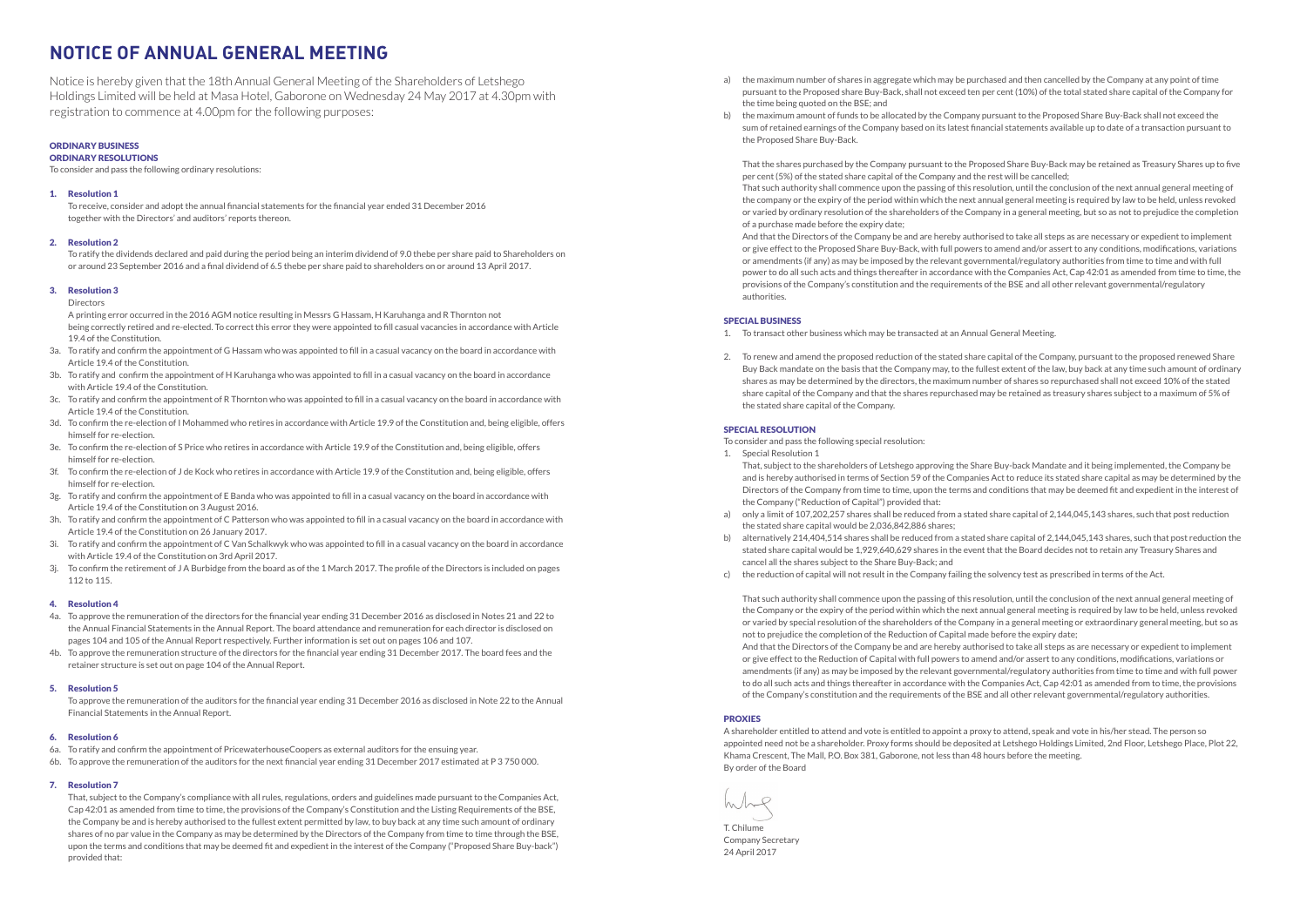# NOTICE OF ANNUAL GENERAL MEETING

Notice is hereby given that the 18th Annual General Meeting of the Shareholders of Letshego Holdings Limited will be held at Masa Hotel, Gaborone on Wednesday 24 May 2017 at 4.30pm with registration to commence at 4.00pm for the following purposes:

## ORDINARY BUSINESS

### ORDINARY RESOLUTIONS

To consider and pass the following ordinary resolutions:

**1. Resolution 1**

To receive, consider and adopt the annual financial statements for the financial year ended 31 December 2016 together with the Directors' and auditors' reports thereon.

**2. Resolution 2**

To ratify the dividends declared and paid during the period being an interim dividend of 9.0 thebe per share paid to Shareholders on or around 23 September 2016 and a final dividend of 6.5 thebe per share paid to shareholders on or around 13 April 2017.

**3. Resolution 3**

Directors

A printing error occurred in the 2016 AGM notice resulting in Messrs G Hassam, H Karuhanga and R Thornton not being correctly retired and re-elected. To correct this error they were appointed to fill casual vacancies in accordance with Article 19.4 of the Constitution.

- 3a. To ratify and confirm the appointment of G Hassam who was appointed to fill in a casual vacancy on the board in accordance with Article 19.4 of the Constitution.
- 3b. To ratify and confirm the appointment of H Karuhanga who was appointed to fill in a casual vacancy on the board in accordance with Article 19.4 of the Constitution.
- 3c. To ratify and confirm the appointment of R Thornton who was appointed to fill in a casual vacancy on the board in accordance with Article 19.4 of the Constitution.
- 3d. To confirm the re-election of I Mohammed who retires in accordance with Article 19.9 of the Constitution and, being eligible, offers himself for re-election.
- 3e. To confirm the re-election of S Price who retires in accordance with Article 19.9 of the Constitution and, being eligible, offers himself for re-election.
- 3f. To confirm the re-election of J de Kock who retires in accordance with Article 19.9 of the Constitution and, being eligible, offers himself for re-election.
- 3g. To ratify and confirm the appointment of E Banda who was appointed to fill in a casual vacancy on the board in accordance with Article 19.4 of the Constitution on 3 August 2016.
- 3h. To ratify and confirm the appointment of C Patterson who was appointed to fill in a casual vacancy on the board in accordance with Article 19.4 of the Constitution on 26 January 2017.
- 3i. To ratify and confirm the appointment of C Van Schalkwyk who was appointed to fill in a casual vacancy on the board in accordance with Article 19.4 of the Constitution on 3rd April 2017.
- 3j. To confirm the retirement of J A Burbidge from the board as of the 1 March 2017. The profile of the Directors is included on pages 112 to 115.

**4. Resolution 4**

- 4a. To approve the remuneration of the directors for the financial year ending 31 December 2016 as disclosed in Notes 21 and 22 to the Annual Financial Statements in the Annual Report. The board attendance and remuneration for each director is disclosed on pages 104 and 105 of the Annual Report respectively. Further information is set out on pages 106 and 107.
- 4b. To approve the remuneration structure of the directors for the financial year ending 31 December 2017. The board fees and the retainer structure is set out on page 104 of the Annual Report.

**5. Resolution 5**

To approve the remuneration of the auditors for the financial year ending 31 December 2016 as disclosed in Note 22 to the Annual Financial Statements in the Annual Report.

**6. Resolution 6**

- 6a. To ratify and confirm the appointment of PricewaterhouseCoopers as external auditors for the ensuing year.
- 6b. To approve the remuneration of the auditors for the next financial year ending 31 December 2017 estimated at P 3 750 000.

**7. Resolution 7**

That, subject to the Company's compliance with all rules, regulations, orders and guidelines made pursuant to the Companies Act, Cap 42:01 as amended from time to time, the provisions of the Company's Constitution and the Listing Requirements of the BSE, the Company be and is hereby authorised to the fullest extent permitted by law, to buy back at any time such amount of ordinary shares of no par value in the Company as may be determined by the Directors of the Company from time to time through the BSE, upon the terms and conditions that may be deemed fit and expedient in the interest of the Company ("Proposed Share Buy-back") provided that:

a) the maximum number of shares in aggregate which may be purchased and then cancelled by the Company at any point of time pursuant to the Proposed share Buy-Back, shall not exceed ten per cent (10%) of the total stated share capital of the Company for the time being quoted on the BSE; and

b) the maximum amount of funds to be allocated by the Company pursuant to the Proposed Share Buy-Back shall not exceed the sum of retained earnings of the Company based on its latest financial statements available up to date of a transaction pursuant to the Proposed Share Buy-Back.

That the shares purchased by the Company pursuant to the Proposed Share Buy-Back may be retained as Treasury Shares up to five per cent (5%) of the stated share capital of the Company and the rest will be cancelled;

That such authority shall commence upon the passing of this resolution, until the conclusion of the next annual general meeting of the company or the expiry of the period within which the next annual general meeting is required by law to be held, unless revoked or varied by ordinary resolution of the shareholders of the Company in a general meeting, but so as not to prejudice the completion of a purchase made before the expiry date;

And that the Directors of the Company be and are hereby authorised to take all steps as are necessary or expedient to implement or give effect to the Proposed Share Buy-Back, with full powers to amend and/or assert to any conditions, modifications, variations or amendments (if any) as may be imposed by the relevant governmental/regulatory authorities from time to time and with full power to do all such acts and things thereafter in accordance with the Companies Act, Cap 42:01 as amended from time to time, the provisions of the Company's constitution and the requirements of the BSE and all other relevant governmental/regulatory authorities.

## SPECIAL BUSINESS

1. To transact other business which may be transacted at an Annual General Meeting.

2. To renew and amend the proposed reduction of the stated share capital of the Company, pursuant to the proposed renewed Share Buy Back mandate on the basis that the Company may, to the fullest extent of the law, buy back at any time such amount of ordinary shares as may be determined by the directors, the maximum number of shares so repurchased shall not exceed 10% of the stated share capital of the Company and that the shares repurchased may be retained as treasury shares subject to a maximum of 5% of the stated share capital of the Company.

## SPECIAL RESOLUTION

To consider and pass the following special resolution:

1. Special Resolution 1

That, subject to the shareholders of Letshego approving the Share Buy-back Mandate and it being implemented, the Company be and is hereby authorised in terms of Section 59 of the Companies Act to reduce its stated share capital as may be determined by the Directors of the Company from time to time, upon the terms and conditions that may be deemed fit and expedient in the interest of the Company ("Reduction of Capital") provided that:

a) only a limit of 107,202,257 shares shall be reduced from a stated share capital of 2,144,045,143 shares, such that post reduction the stated share capital would be 2,036,842,886 shares;

b) alternatively 214,404,514 shares shall be reduced from a stated share capital of 2,144,045,143 shares, such that post reduction the stated share capital would be 1,929,640,629 shares in the event that the Board decides not to retain any Treasury Shares and cancel all the shares subject to the Share Buy-Back; and

c) the reduction of capital will not result in the Company failing the solvency test as prescribed in terms of the Act.

That such authority shall commence upon the passing of this resolution, until the conclusion of the next annual general meeting of the Company or the expiry of the period within which the next annual general meeting is required by law to be held, unless revoked or varied by special resolution of the shareholders of the Company in a general meeting or extraordinary general meeting, but so as not to prejudice the completion of the Reduction of Capital made before the expiry date;

And that the Directors of the Company be and are hereby authorised to take all steps as are necessary or expedient to implement or give effect to the Reduction of Capital with full powers to amend and/or assert to any conditions, modifications, variations or amendments (if any) as may be imposed by the relevant governmental/regulatory authorities from time to time and with full power to do all such acts and things thereafter in accordance with the Companies Act, Cap 42:01 as amended from time to time, the provisions of the Company's constitution and the requirements of the BSE and all other relevant governmental/regulatory authorities.

## PROXIES

A shareholder entitled to attend and vote is entitled to appoint a proxy to attend, speak and vote in his/her stead. The person so appointed need not be a shareholder. Proxy forms should be deposited at Letshego Holdings Limited, 2nd Floor, Letshego Place, Plot 22, Khama Crescent, The Mall, P.O. Box 381, Gaborone, not less than 48 hours before the meeting.

By order of the Board

T. Chilume
Company Secretary
24 April 2017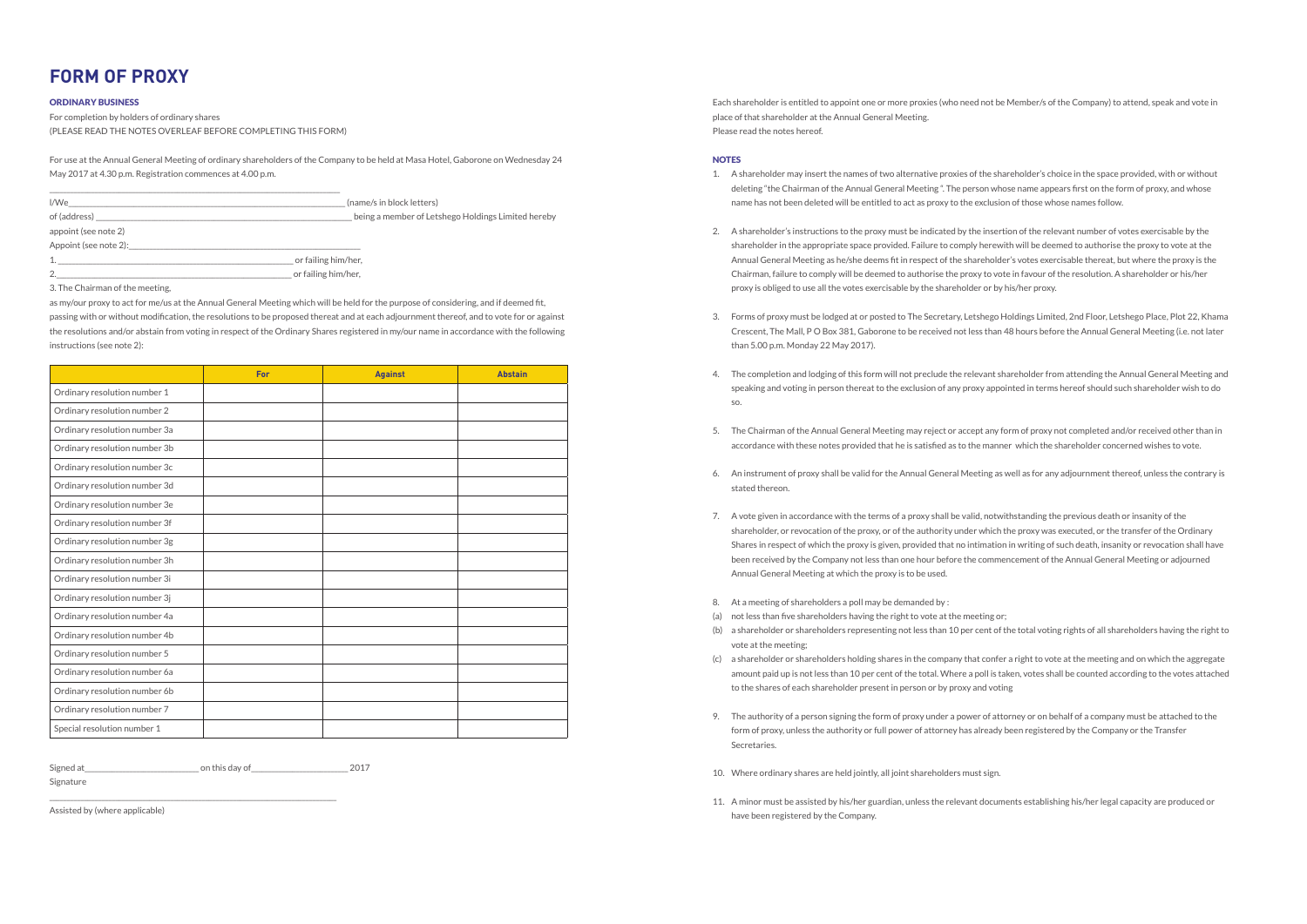# FORM OF PROXY

**ORDINARY BUSINESS**

For completion by holders of ordinary shares
(PLEASE READ THE NOTES OVERLEAF BEFORE COMPLETING THIS FORM)

For use at the Annual General Meeting of ordinary shareholders of the Company to be held at Masa Hotel, Gaborone on Wednesday 24 May 2017 at 4.30 p.m. Registration commences at 4.00 p.m.

I/We_______________________________________ (name/s in block letters)

of (address) _______________________________________ being a member of Letshego Holdings Limited hereby appoint (see note 2)

Appoint (see note 2):_______________________________________

1. _______________________________________ or failing him/her,
2. _______________________________________ or failing him/her,
3. The Chairman of the meeting,

as my/our proxy to act for me/us at the Annual General Meeting which will be held for the purpose of considering, and if deemed fit, passing with or without modification, the resolutions to be proposed thereat and at each adjournment thereof, and to vote for or against the resolutions and/or abstain from voting in respect of the Ordinary Shares registered in my/our name in accordance with the following instructions (see note 2):

| | For | Against | Abstain |
|---|---|---|---|
| Ordinary resolution number 1 | | | |
| Ordinary resolution number 2 | | | |
| Ordinary resolution number 3a | | | |
| Ordinary resolution number 3b | | | |
| Ordinary resolution number 3c | | | |
| Ordinary resolution number 3d | | | |
| Ordinary resolution number 3e | | | |
| Ordinary resolution number 3f | | | |
| Ordinary resolution number 3g | | | |
| Ordinary resolution number 3h | | | |
| Ordinary resolution number 3i | | | |
| Ordinary resolution number 3j | | | |
| Ordinary resolution number 4a | | | |
| Ordinary resolution number 4b | | | |
| Ordinary resolution number 5 | | | |
| Ordinary resolution number 6a | | | |
| Ordinary resolution number 6b | | | |
| Ordinary resolution number 7 | | | |
| Special resolution number 1 | | | |

Signed at__________________ on this day of__________________ 2017

Signature

_______________________________________

Assisted by (where applicable)

Each shareholder is entitled to appoint one or more proxies (who need not be Member/s of the Company) to attend, speak and vote in place of that shareholder at the Annual General Meeting.
Please read the notes hereof.

**NOTES**

1. A shareholder may insert the names of two alternative proxies of the shareholder's choice in the space provided, with or without deleting "the Chairman of the Annual General Meeting ". The person whose name appears first on the form of proxy, and whose name has not been deleted will be entitled to act as proxy to the exclusion of those whose names follow.
2. A shareholder's instructions to the proxy must be indicated by the insertion of the relevant number of votes exercisable by the shareholder in the appropriate space provided. Failure to comply herewith will be deemed to authorise the proxy to vote at the Annual General Meeting as he/she deems fit in respect of the shareholder's votes exercisable thereat, but where the proxy is the Chairman, failure to comply will be deemed to authorise the proxy to vote in favour of the resolution. A shareholder or his/her proxy is obliged to use all the votes exercisable by the shareholder or by his/her proxy.
3. Forms of proxy must be lodged at or posted to The Secretary, Letshego Holdings Limited, 2nd Floor, Letshego Place, Plot 22, Khama Crescent, The Mall, P O Box 381, Gaborone to be received not less than 48 hours before the Annual General Meeting (i.e. not later than 5.00 p.m. Monday 22 May 2017).
4. The completion and lodging of this form will not preclude the relevant shareholder from attending the Annual General Meeting and speaking and voting in person thereat to the exclusion of any proxy appointed in terms hereof should such shareholder wish to do so.
5. The Chairman of the Annual General Meeting may reject or accept any form of proxy not completed and/or received other than in accordance with these notes provided that he is satisfied as to the manner which the shareholder concerned wishes to vote.
6. An instrument of proxy shall be valid for the Annual General Meeting as well as for any adjournment thereof, unless the contrary is stated thereon.
7. A vote given in accordance with the terms of a proxy shall be valid, notwithstanding the previous death or insanity of the shareholder, or revocation of the proxy, or of the authority under which the proxy was executed, or the transfer of the Ordinary Shares in respect of which the proxy is given, provided that no intimation in writing of such death, insanity or revocation shall have been received by the Company not less than one hour before the commencement of the Annual General Meeting or adjourned Annual General Meeting at which the proxy is to be used.
8. At a meeting of shareholders a poll may be demanded by :
   (a) not less than five shareholders having the right to vote at the meeting or;
   (b) a shareholder or shareholders representing not less than 10 per cent of the total voting rights of all shareholders having the right to vote at the meeting;
   (c) a shareholder or shareholders holding shares in the company that confer a right to vote at the meeting and on which the aggregate amount paid up is not less than 10 per cent of the total. Where a poll is taken, votes shall be counted according to the votes attached to the shares of each shareholder present in person or by proxy and voting
9. The authority of a person signing the form of proxy under a power of attorney or on behalf of a company must be attached to the form of proxy, unless the authority or full power of attorney has already been registered by the Company or the Transfer Secretaries.
10. Where ordinary shares are held jointly, all joint shareholders must sign.
11. A minor must be assisted by his/her guardian, unless the relevant documents establishing his/her legal capacity are produced or have been registered by the Company.